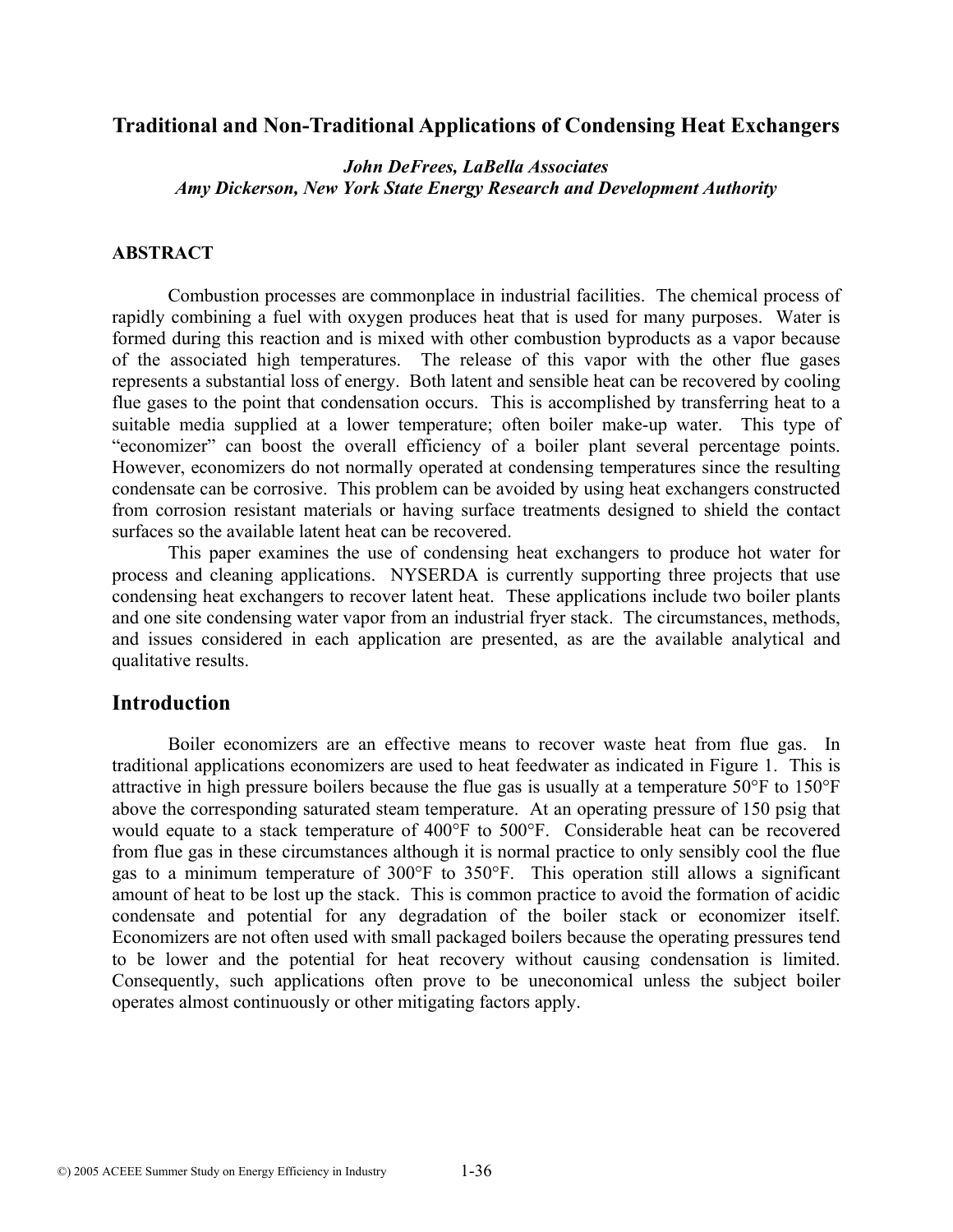# Traditional and Non-Traditional Applications of Condensing Heat Exchangers

***John DeFrees, LaBella Associates***
***Amy Dickerson, New York State Energy Research and Development Authority***

### ABSTRACT

Combustion processes are commonplace in industrial facilities. The chemical process of rapidly combining a fuel with oxygen produces heat that is used for many purposes. Water is formed during this reaction and is mixed with other combustion byproducts as a vapor because of the associated high temperatures. The release of this vapor with the other flue gases represents a substantial loss of energy. Both latent and sensible heat can be recovered by cooling flue gases to the point that condensation occurs. This is accomplished by transferring heat to a suitable media supplied at a lower temperature; often boiler make-up water. This type of "economizer" can boost the overall efficiency of a boiler plant several percentage points. However, economizers do not normally operated at condensing temperatures since the resulting condensate can be corrosive. This problem can be avoided by using heat exchangers constructed from corrosion resistant materials or having surface treatments designed to shield the contact surfaces so the available latent heat can be recovered.

This paper examines the use of condensing heat exchangers to produce hot water for process and cleaning applications. NYSERDA is currently supporting three projects that use condensing heat exchangers to recover latent heat. These applications include two boiler plants and one site condensing water vapor from an industrial fryer stack. The circumstances, methods, and issues considered in each application are presented, as are the available analytical and qualitative results.

## Introduction

Boiler economizers are an effective means to recover waste heat from flue gas. In traditional applications economizers are used to heat feedwater as indicated in Figure 1. This is attractive in high pressure boilers because the flue gas is usually at a temperature 50°F to 150°F above the corresponding saturated steam temperature. At an operating pressure of 150 psig that would equate to a stack temperature of 400°F to 500°F. Considerable heat can be recovered from flue gas in these circumstances although it is normal practice to only sensibly cool the flue gas to a minimum temperature of 300°F to 350°F. This operation still allows a significant amount of heat to be lost up the stack. This is common practice to avoid the formation of acidic condensate and potential for any degradation of the boiler stack or economizer itself. Economizers are not often used with small packaged boilers because the operating pressures tend to be lower and the potential for heat recovery without causing condensation is limited. Consequently, such applications often prove to be uneconomical unless the subject boiler operates almost continuously or other mitigating factors apply.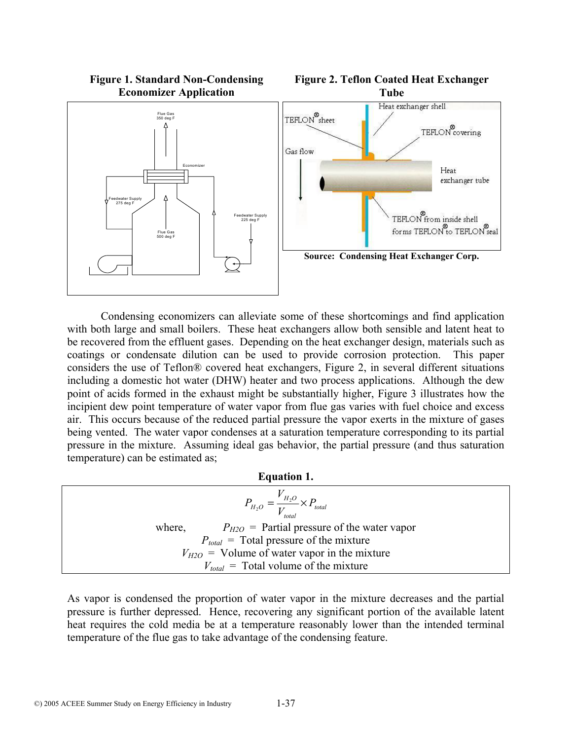**Figure 1. Standard Non-Condensing Economizer Application**

**Figure 2. Teflon Coated Heat Exchanger Tube**

**Source: Condensing Heat Exchanger Corp.**

Condensing economizers can alleviate some of these shortcomings and find application with both large and small boilers. These heat exchangers allow both sensible and latent heat to be recovered from the effluent gases. Depending on the heat exchanger design, materials such as coatings or condensate dilution can be used to provide corrosion protection. This paper considers the use of Teflon® covered heat exchangers, Figure 2, in several different situations including a domestic hot water (DHW) heater and two process applications. Although the dew point of acids formed in the exhaust might be substantially higher, Figure 3 illustrates how the incipient dew point temperature of water vapor from flue gas varies with fuel choice and excess air. This occurs because of the reduced partial pressure the vapor exerts in the mixture of gases being vented. The water vapor condenses at a saturation temperature corresponding to its partial pressure in the mixture. Assuming ideal gas behavior, the partial pressure (and thus saturation temperature) can be estimated as;

**Equation 1.**

$$P_{H_2O} = \frac{V_{H_2O}}{V_{total}} \times P_{total}$$

where, $P_{H2O}$ = Partial pressure of the water vapor
$P_{total}$ = Total pressure of the mixture
$V_{H2O}$ = Volume of water vapor in the mixture
$V_{total}$ = Total volume of the mixture

As vapor is condensed the proportion of water vapor in the mixture decreases and the partial pressure is further depressed. Hence, recovering any significant portion of the available latent heat requires the cold media be at a temperature reasonably lower than the intended terminal temperature of the flue gas to take advantage of the condensing feature.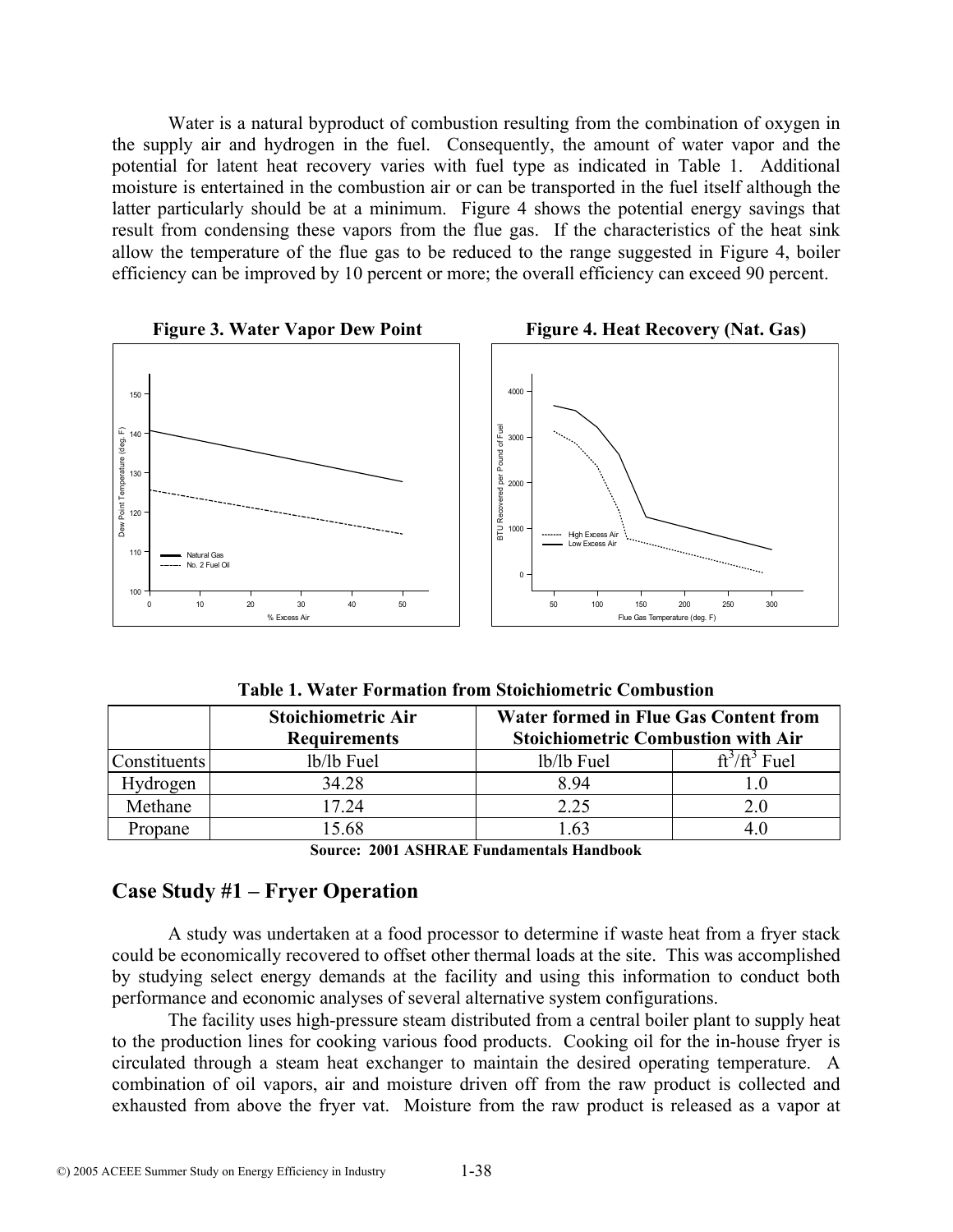Water is a natural byproduct of combustion resulting from the combination of oxygen in the supply air and hydrogen in the fuel. Consequently, the amount of water vapor and the potential for latent heat recovery varies with fuel type as indicated in Table 1. Additional moisture is entertained in the combustion air or can be transported in the fuel itself although the latter particularly should be at a minimum. Figure 4 shows the potential energy savings that result from condensing these vapors from the flue gas. If the characteristics of the heat sink allow the temperature of the flue gas to be reduced to the range suggested in Figure 4, boiler efficiency can be improved by 10 percent or more; the overall efficiency can exceed 90 percent.

**Figure 3. Water Vapor Dew Point**

**Figure 4. Heat Recovery (Nat. Gas)**

**Table 1. Water Formation from Stoichiometric Combustion**

| | Stoichiometric Air Requirements | Water formed in Flue Gas Content from Stoichiometric Combustion with Air | |
|---|---|---|---|
| Constituents | lb/lb Fuel | lb/lb Fuel | $ft^3/ft^3$ Fuel |
| Hydrogen | 34.28 | 8.94 | 1.0 |
| Methane | 17.24 | 2.25 | 2.0 |
| Propane | 15.68 | 1.63 | 4.0 |

**Source: 2001 ASHRAE Fundamentals Handbook**

## Case Study #1 – Fryer Operation

A study was undertaken at a food processor to determine if waste heat from a fryer stack could be economically recovered to offset other thermal loads at the site. This was accomplished by studying select energy demands at the facility and using this information to conduct both performance and economic analyses of several alternative system configurations.

The facility uses high-pressure steam distributed from a central boiler plant to supply heat to the production lines for cooking various food products. Cooking oil for the in-house fryer is circulated through a steam heat exchanger to maintain the desired operating temperature. A combination of oil vapors, air and moisture driven off from the raw product is collected and exhausted from above the fryer vat. Moisture from the raw product is released as a vapor at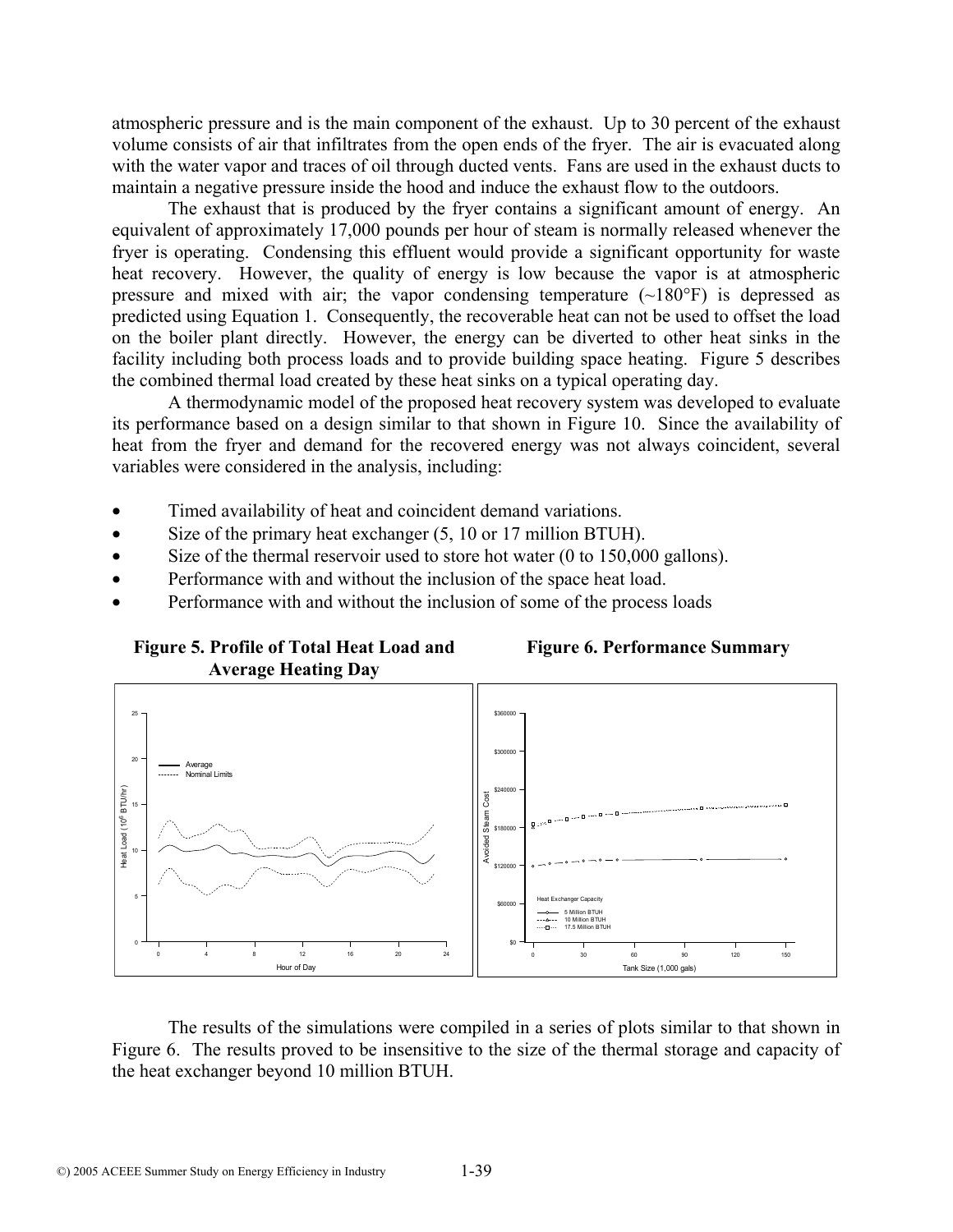atmospheric pressure and is the main component of the exhaust. Up to 30 percent of the exhaust volume consists of air that infiltrates from the open ends of the fryer. The air is evacuated along with the water vapor and traces of oil through ducted vents. Fans are used in the exhaust ducts to maintain a negative pressure inside the hood and induce the exhaust flow to the outdoors.

The exhaust that is produced by the fryer contains a significant amount of energy. An equivalent of approximately 17,000 pounds per hour of steam is normally released whenever the fryer is operating. Condensing this effluent would provide a significant opportunity for waste heat recovery. However, the quality of energy is low because the vapor is at atmospheric pressure and mixed with air; the vapor condensing temperature (~180°F) is depressed as predicted using Equation 1. Consequently, the recoverable heat can not be used to offset the load on the boiler plant directly. However, the energy can be diverted to other heat sinks in the facility including both process loads and to provide building space heating. Figure 5 describes the combined thermal load created by these heat sinks on a typical operating day.

A thermodynamic model of the proposed heat recovery system was developed to evaluate its performance based on a design similar to that shown in Figure 10. Since the availability of heat from the fryer and demand for the recovered energy was not always coincident, several variables were considered in the analysis, including:

- Timed availability of heat and coincident demand variations.
- Size of the primary heat exchanger (5, 10 or 17 million BTUH).
- Size of the thermal reservoir used to store hot water (0 to 150,000 gallons).
- Performance with and without the inclusion of the space heat load.
- Performance with and without the inclusion of some of the process loads

**Figure 5. Profile of Total Heat Load and Average Heating Day**

**Figure 6. Performance Summary**

The results of the simulations were compiled in a series of plots similar to that shown in Figure 6. The results proved to be insensitive to the size of the thermal storage and capacity of the heat exchanger beyond 10 million BTUH.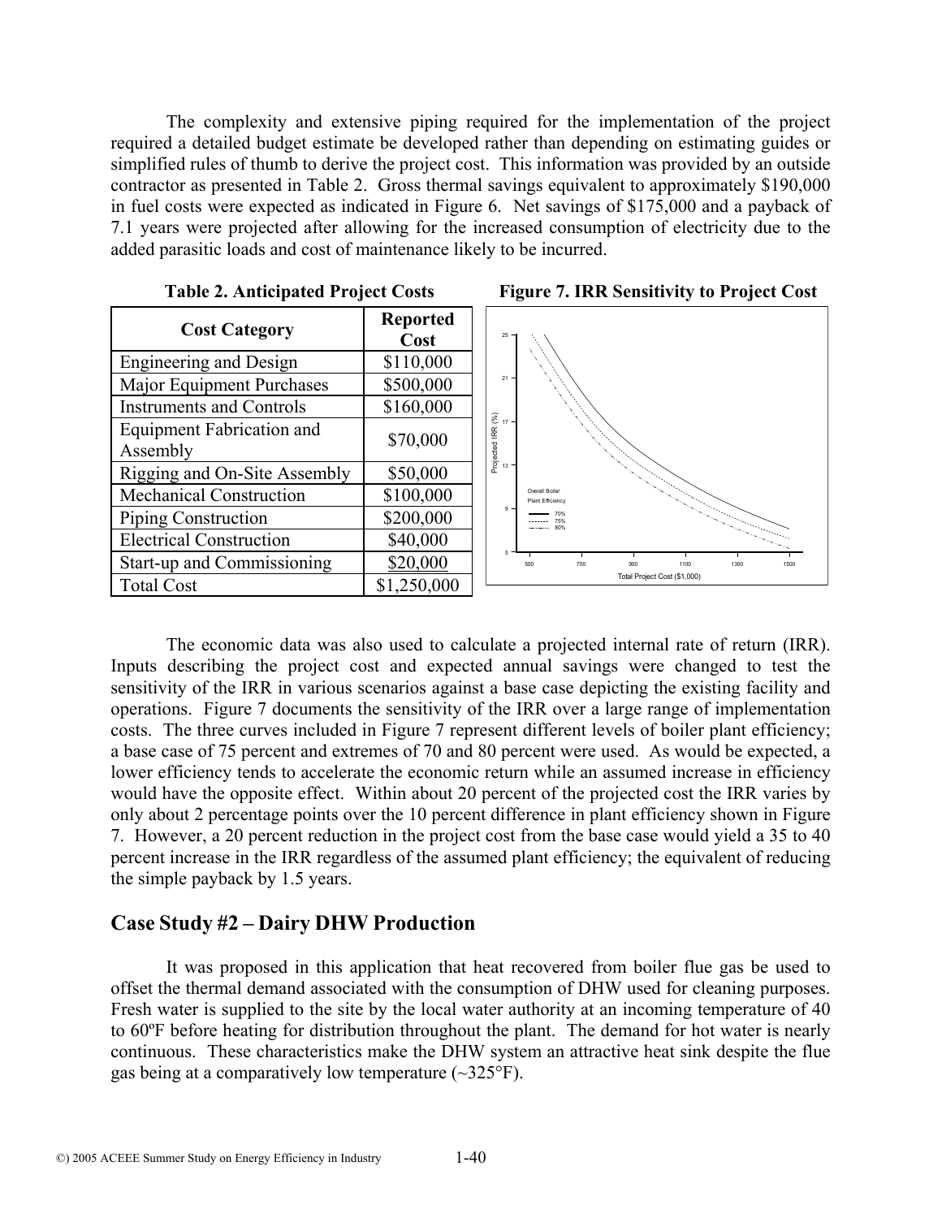The complexity and extensive piping required for the implementation of the project required a detailed budget estimate be developed rather than depending on estimating guides or simplified rules of thumb to derive the project cost. This information was provided by an outside contractor as presented in Table 2. Gross thermal savings equivalent to approximately $190,000 in fuel costs were expected as indicated in Figure 6. Net savings of $175,000 and a payback of 7.1 years were projected after allowing for the increased consumption of electricity due to the added parasitic loads and cost of maintenance likely to be incurred.

**Table 2. Anticipated Project Costs**

| Cost Category | Reported Cost |
|---|---|
| Engineering and Design | $110,000 |
| Major Equipment Purchases | $500,000 |
| Instruments and Controls | $160,000 |
| Equipment Fabrication and Assembly | $70,000 |
| Rigging and On-Site Assembly | $50,000 |
| Mechanical Construction | $100,000 |
| Piping Construction | $200,000 |
| Electrical Construction | $40,000 |
| Start-up and Commissioning | $20,000 |
| Total Cost | $1,250,000 |

**Figure 7. IRR Sensitivity to Project Cost**

The economic data was also used to calculate a projected internal rate of return (IRR). Inputs describing the project cost and expected annual savings were changed to test the sensitivity of the IRR in various scenarios against a base case depicting the existing facility and operations. Figure 7 documents the sensitivity of the IRR over a large range of implementation costs. The three curves included in Figure 7 represent different levels of boiler plant efficiency; a base case of 75 percent and extremes of 70 and 80 percent were used. As would be expected, a lower efficiency tends to accelerate the economic return while an assumed increase in efficiency would have the opposite effect. Within about 20 percent of the projected cost the IRR varies by only about 2 percentage points over the 10 percent difference in plant efficiency shown in Figure 7. However, a 20 percent reduction in the project cost from the base case would yield a 35 to 40 percent increase in the IRR regardless of the assumed plant efficiency; the equivalent of reducing the simple payback by 1.5 years.

## Case Study #2 – Dairy DHW Production

It was proposed in this application that heat recovered from boiler flue gas be used to offset the thermal demand associated with the consumption of DHW used for cleaning purposes. Fresh water is supplied to the site by the local water authority at an incoming temperature of 40 to 60ºF before heating for distribution throughout the plant. The demand for hot water is nearly continuous. These characteristics make the DHW system an attractive heat sink despite the flue gas being at a comparatively low temperature (~325°F).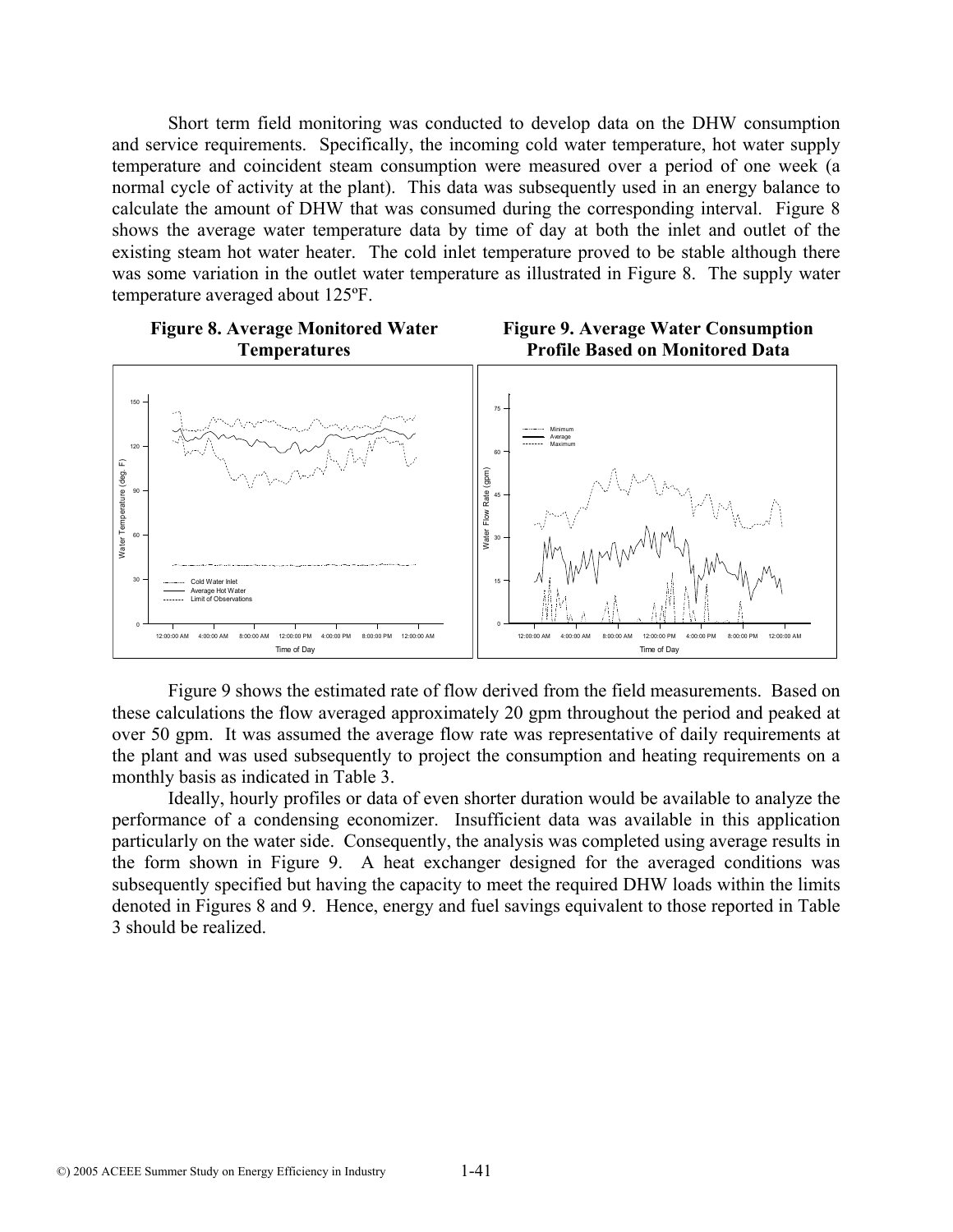Short term field monitoring was conducted to develop data on the DHW consumption and service requirements. Specifically, the incoming cold water temperature, hot water supply temperature and coincident steam consumption were measured over a period of one week (a normal cycle of activity at the plant). This data was subsequently used in an energy balance to calculate the amount of DHW that was consumed during the corresponding interval. Figure 8 shows the average water temperature data by time of day at both the inlet and outlet of the existing steam hot water heater. The cold inlet temperature proved to be stable although there was some variation in the outlet water temperature as illustrated in Figure 8. The supply water temperature averaged about 125ºF.

**Figure 8. Average Monitored Water Temperatures**

**Figure 9. Average Water Consumption Profile Based on Monitored Data**

Figure 9 shows the estimated rate of flow derived from the field measurements. Based on these calculations the flow averaged approximately 20 gpm throughout the period and peaked at over 50 gpm. It was assumed the average flow rate was representative of daily requirements at the plant and was used subsequently to project the consumption and heating requirements on a monthly basis as indicated in Table 3.

Ideally, hourly profiles or data of even shorter duration would be available to analyze the performance of a condensing economizer. Insufficient data was available in this application particularly on the water side. Consequently, the analysis was completed using average results in the form shown in Figure 9. A heat exchanger designed for the averaged conditions was subsequently specified but having the capacity to meet the required DHW loads within the limits denoted in Figures 8 and 9. Hence, energy and fuel savings equivalent to those reported in Table 3 should be realized.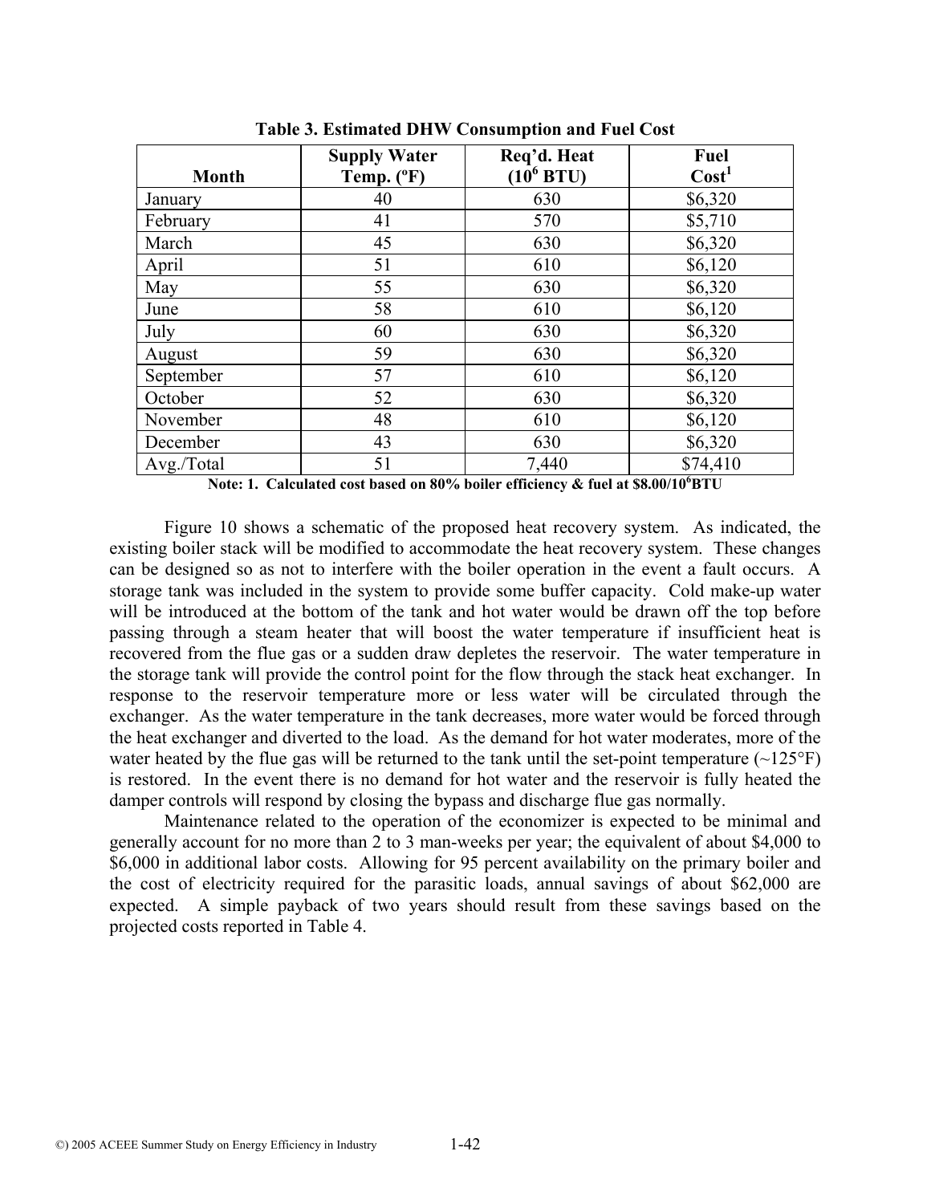**Table 3. Estimated DHW Consumption and Fuel Cost**

| Month | Supply Water Temp. (ºF) | Req'd. Heat ($10^6$ BTU) | Fuel Cost[1] |
|---|---|---|---|
| January | 40 | 630 | \$6,320 |
| February | 41 | 570 | \$5,710 |
| March | 45 | 630 | \$6,320 |
| April | 51 | 610 | \$6,120 |
| May | 55 | 630 | \$6,320 |
| June | 58 | 610 | \$6,120 |
| July | 60 | 630 | \$6,320 |
| August | 59 | 630 | \$6,320 |
| September | 57 | 610 | \$6,120 |
| October | 52 | 630 | \$6,320 |
| November | 48 | 610 | \$6,120 |
| December | 43 | 630 | \$6,320 |
| Avg./Total | 51 | 7,440 | \$74,410 |

**Note: 1. Calculated cost based on 80% boiler efficiency & fuel at \$8.00/$10^6$BTU**

Figure 10 shows a schematic of the proposed heat recovery system. As indicated, the existing boiler stack will be modified to accommodate the heat recovery system. These changes can be designed so as not to interfere with the boiler operation in the event a fault occurs. A storage tank was included in the system to provide some buffer capacity. Cold make-up water will be introduced at the bottom of the tank and hot water would be drawn off the top before passing through a steam heater that will boost the water temperature if insufficient heat is recovered from the flue gas or a sudden draw depletes the reservoir. The water temperature in the storage tank will provide the control point for the flow through the stack heat exchanger. In response to the reservoir temperature more or less water will be circulated through the exchanger. As the water temperature in the tank decreases, more water would be forced through the heat exchanger and diverted to the load. As the demand for hot water moderates, more of the water heated by the flue gas will be returned to the tank until the set-point temperature (~125°F) is restored. In the event there is no demand for hot water and the reservoir is fully heated the damper controls will respond by closing the bypass and discharge flue gas normally.

Maintenance related to the operation of the economizer is expected to be minimal and generally account for no more than 2 to 3 man-weeks per year; the equivalent of about \$4,000 to \$6,000 in additional labor costs. Allowing for 95 percent availability on the primary boiler and the cost of electricity required for the parasitic loads, annual savings of about \$62,000 are expected. A simple payback of two years should result from these savings based on the projected costs reported in Table 4.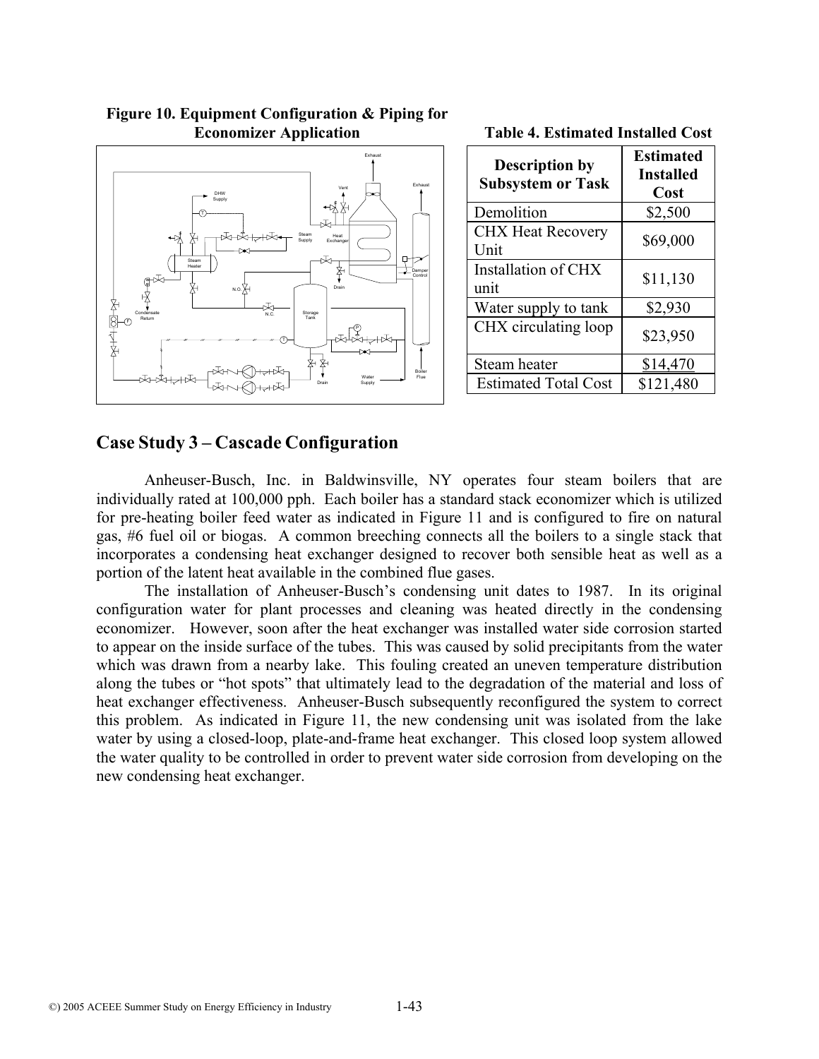**Figure 10. Equipment Configuration & Piping for Economizer Application**

**Table 4. Estimated Installed Cost**

| Description by Subsystem or Task | Estimated Installed Cost |
|---|---|
| Demolition | $2,500 |
| CHX Heat Recovery Unit | $69,000 |
| Installation of CHX unit | $11,130 |
| Water supply to tank | $2,930 |
| CHX circulating loop | $23,950 |
| Steam heater | $14,470 |
| Estimated Total Cost | $121,480 |

## Case Study 3 – Cascade Configuration

Anheuser-Busch, Inc. in Baldwinsville, NY operates four steam boilers that are individually rated at 100,000 pph. Each boiler has a standard stack economizer which is utilized for pre-heating boiler feed water as indicated in Figure 11 and is configured to fire on natural gas, #6 fuel oil or biogas. A common breeching connects all the boilers to a single stack that incorporates a condensing heat exchanger designed to recover both sensible heat as well as a portion of the latent heat available in the combined flue gases.

The installation of Anheuser-Busch's condensing unit dates to 1987. In its original configuration water for plant processes and cleaning was heated directly in the condensing economizer. However, soon after the heat exchanger was installed water side corrosion started to appear on the inside surface of the tubes. This was caused by solid precipitants from the water which was drawn from a nearby lake. This fouling created an uneven temperature distribution along the tubes or "hot spots" that ultimately lead to the degradation of the material and loss of heat exchanger effectiveness. Anheuser-Busch subsequently reconfigured the system to correct this problem. As indicated in Figure 11, the new condensing unit was isolated from the lake water by using a closed-loop, plate-and-frame heat exchanger. This closed loop system allowed the water quality to be controlled in order to prevent water side corrosion from developing on the new condensing heat exchanger.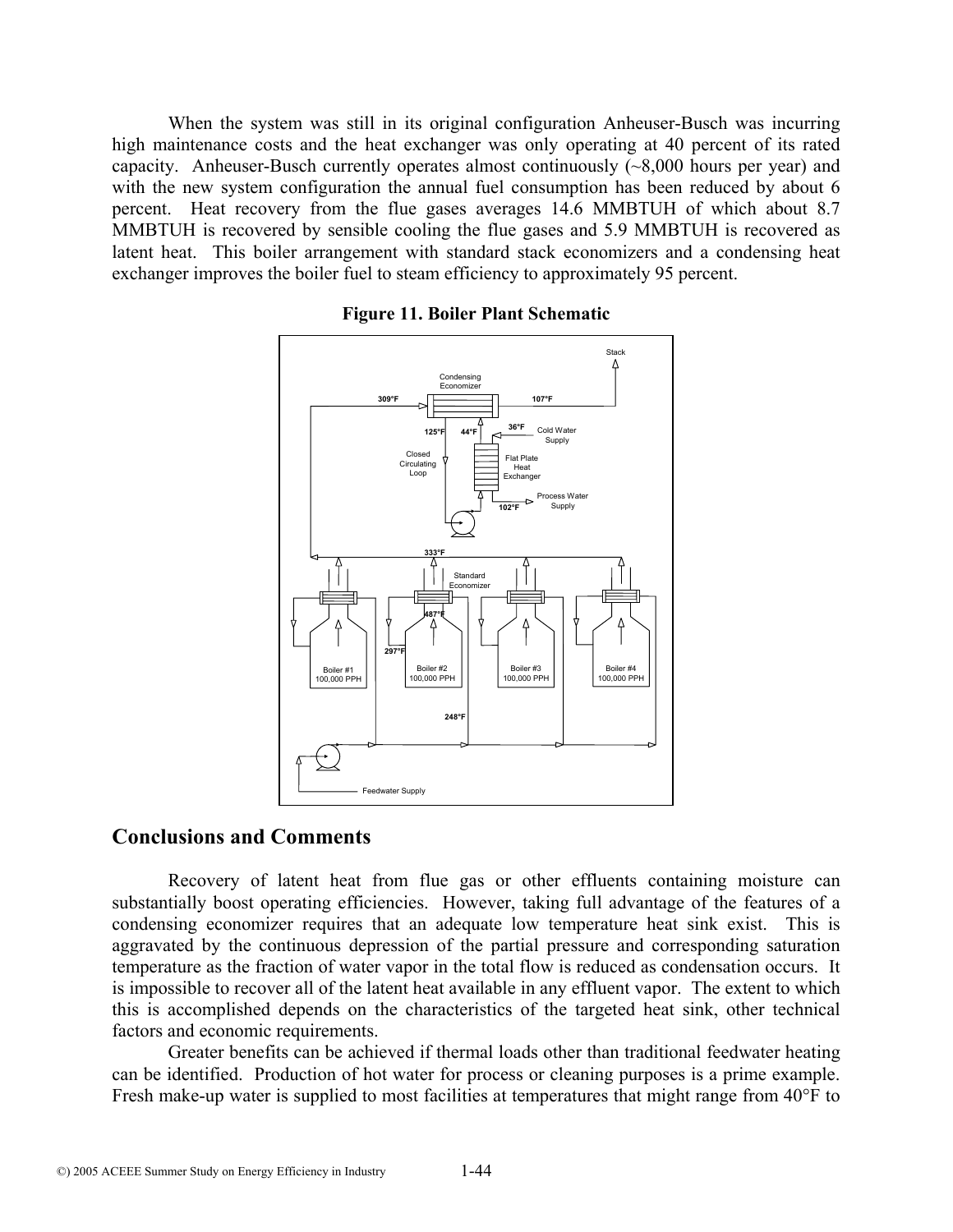When the system was still in its original configuration Anheuser-Busch was incurring high maintenance costs and the heat exchanger was only operating at 40 percent of its rated capacity. Anheuser-Busch currently operates almost continuously (~8,000 hours per year) and with the new system configuration the annual fuel consumption has been reduced by about 6 percent. Heat recovery from the flue gases averages 14.6 MMBTUH of which about 8.7 MMBTUH is recovered by sensible cooling the flue gases and 5.9 MMBTUH is recovered as latent heat. This boiler arrangement with standard stack economizers and a condensing heat exchanger improves the boiler fuel to steam efficiency to approximately 95 percent.

**Figure 11. Boiler Plant Schematic**

## Conclusions and Comments

Recovery of latent heat from flue gas or other effluents containing moisture can substantially boost operating efficiencies. However, taking full advantage of the features of a condensing economizer requires that an adequate low temperature heat sink exist. This is aggravated by the continuous depression of the partial pressure and corresponding saturation temperature as the fraction of water vapor in the total flow is reduced as condensation occurs. It is impossible to recover all of the latent heat available in any effluent vapor. The extent to which this is accomplished depends on the characteristics of the targeted heat sink, other technical factors and economic requirements.

Greater benefits can be achieved if thermal loads other than traditional feedwater heating can be identified. Production of hot water for process or cleaning purposes is a prime example. Fresh make-up water is supplied to most facilities at temperatures that might range from 40°F to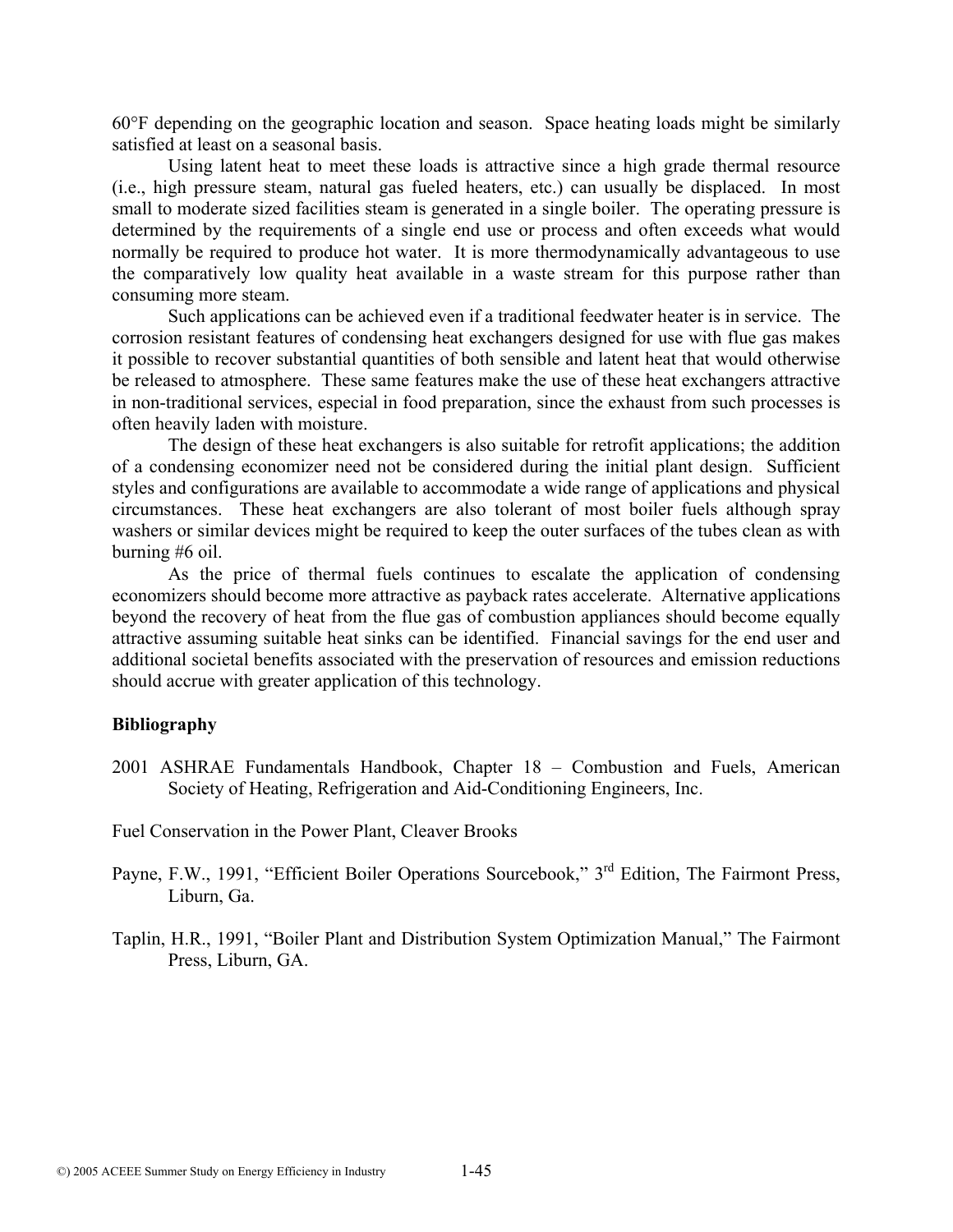60°F depending on the geographic location and season. Space heating loads might be similarly satisfied at least on a seasonal basis.

Using latent heat to meet these loads is attractive since a high grade thermal resource (i.e., high pressure steam, natural gas fueled heaters, etc.) can usually be displaced. In most small to moderate sized facilities steam is generated in a single boiler. The operating pressure is determined by the requirements of a single end use or process and often exceeds what would normally be required to produce hot water. It is more thermodynamically advantageous to use the comparatively low quality heat available in a waste stream for this purpose rather than consuming more steam.

Such applications can be achieved even if a traditional feedwater heater is in service. The corrosion resistant features of condensing heat exchangers designed for use with flue gas makes it possible to recover substantial quantities of both sensible and latent heat that would otherwise be released to atmosphere. These same features make the use of these heat exchangers attractive in non-traditional services, especial in food preparation, since the exhaust from such processes is often heavily laden with moisture.

The design of these heat exchangers is also suitable for retrofit applications; the addition of a condensing economizer need not be considered during the initial plant design. Sufficient styles and configurations are available to accommodate a wide range of applications and physical circumstances. These heat exchangers are also tolerant of most boiler fuels although spray washers or similar devices might be required to keep the outer surfaces of the tubes clean as with burning #6 oil.

As the price of thermal fuels continues to escalate the application of condensing economizers should become more attractive as payback rates accelerate. Alternative applications beyond the recovery of heat from the flue gas of combustion appliances should become equally attractive assuming suitable heat sinks can be identified. Financial savings for the end user and additional societal benefits associated with the preservation of resources and emission reductions should accrue with greater application of this technology.

## Bibliography

2001 ASHRAE Fundamentals Handbook, Chapter 18 – Combustion and Fuels, American Society of Heating, Refrigeration and Aid-Conditioning Engineers, Inc.

Fuel Conservation in the Power Plant, Cleaver Brooks

Payne, F.W., 1991, "Efficient Boiler Operations Sourcebook," 3rd Edition, The Fairmont Press, Liburn, Ga.

Taplin, H.R., 1991, "Boiler Plant and Distribution System Optimization Manual," The Fairmont Press, Liburn, GA.